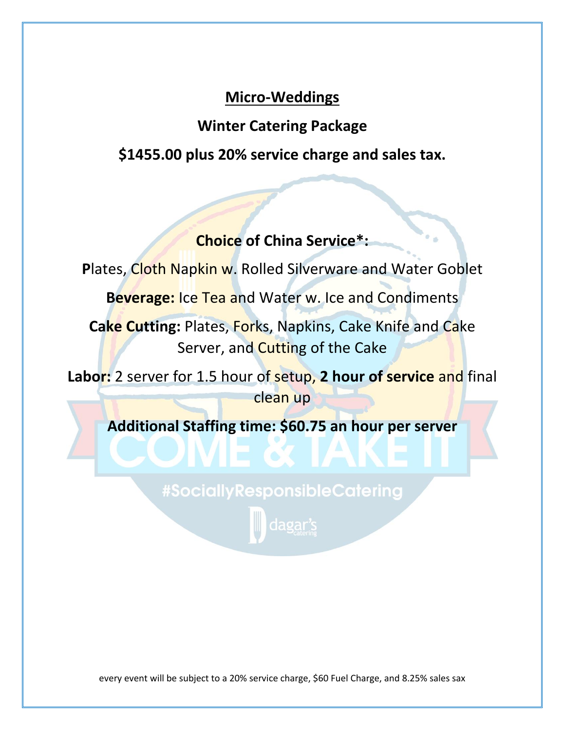# Micro-Weddings

## Winter Catering Package

## $1455.00 plus 20% service charge and sales tax.

**Choice of China Service*:**

**P**lates, Cloth Napkin w. Rolled Silverware and Water Goblet

**Beverage:** Ice Tea and Water w. Ice and Condiments

**Cake Cutting:** Plates, Forks, Napkins, Cake Knife and Cake Server, and Cutting of the Cake

**Labor:** 2 server for 1.5 hour of setup, **2 hour of service** and final clean up

**Additional Staffing time: $60.75 an hour per server**

every event will be subject to a 20% service charge, $60 Fuel Charge, and 8.25% sales sax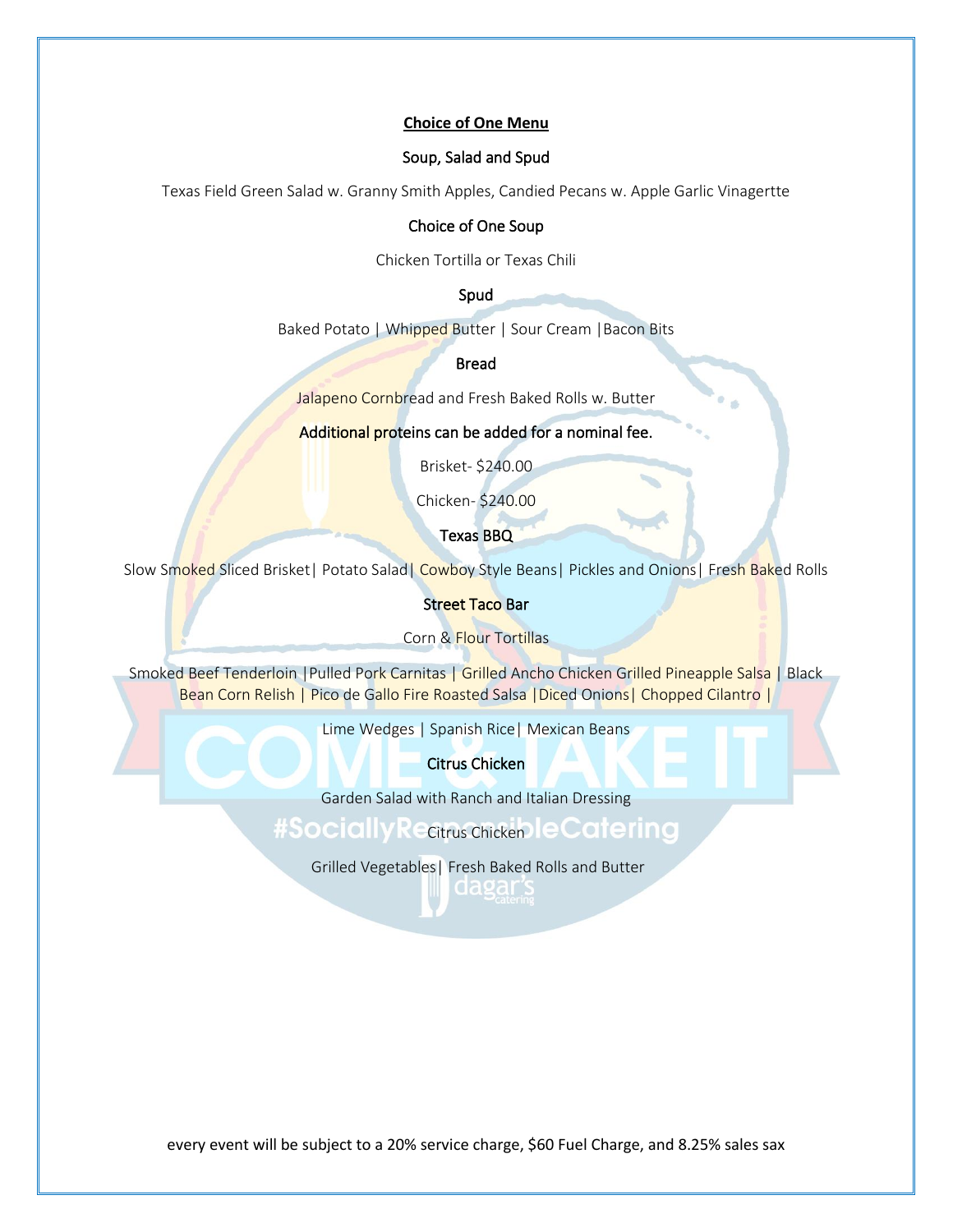# Choice of One Menu

## Soup, Salad and Spud

Texas Field Green Salad w. Granny Smith Apples, Candied Pecans w. Apple Garlic Vinagertte

### Choice of One Soup

Chicken Tortilla or Texas Chili

### Spud

Baked Potato | Whipped Butter | Sour Cream |Bacon Bits

### Bread

Jalapeno Cornbread and Fresh Baked Rolls w. Butter

### Additional proteins can be added for a nominal fee.

Brisket- $240.00

Chicken- $240.00

## Texas BBQ

Slow Smoked Sliced Brisket| Potato Salad| Cowboy Style Beans| Pickles and Onions| Fresh Baked Rolls

## Street Taco Bar

Corn & Flour Tortillas

Smoked Beef Tenderloin |Pulled Pork Carnitas | Grilled Ancho Chicken Grilled Pineapple Salsa | Black Bean Corn Relish | Pico de Gallo Fire Roasted Salsa |Diced Onions| Chopped Cilantro |

Lime Wedges | Spanish Rice| Mexican Beans

## Citrus Chicken

Garden Salad with Ranch and Italian Dressing

Citrus Chicken

Grilled Vegetables| Fresh Baked Rolls and Butter

every event will be subject to a 20% service charge, $60 Fuel Charge, and 8.25% sales sax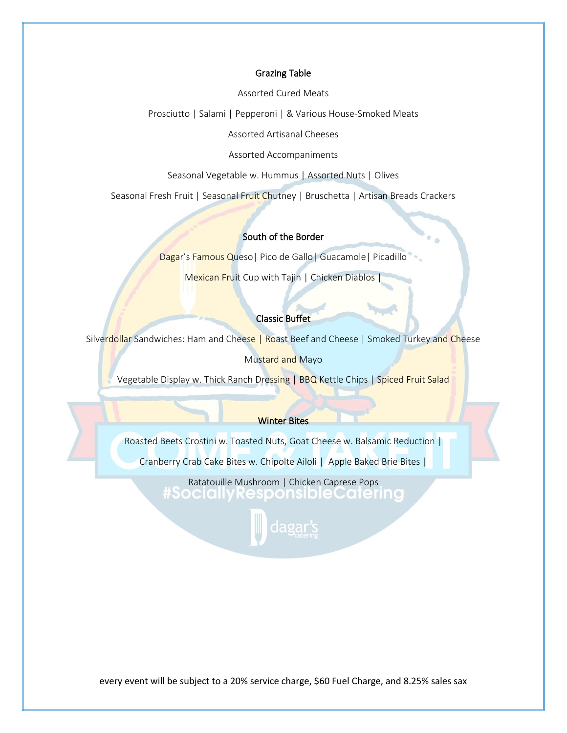## Grazing Table

Assorted Cured Meats

Prosciutto | Salami | Pepperoni | & Various House-Smoked Meats

Assorted Artisanal Cheeses

Assorted Accompaniments

Seasonal Vegetable w. Hummus | Assorted Nuts | Olives

Seasonal Fresh Fruit | Seasonal Fruit Chutney | Bruschetta | Artisan Breads Crackers

## South of the Border

Dagar's Famous Queso| Pico de Gallo| Guacamole| Picadillo

Mexican Fruit Cup with Tajin | Chicken Diablos |

## Classic Buffet

Silverdollar Sandwiches: Ham and Cheese | Roast Beef and Cheese | Smoked Turkey and Cheese

Mustard and Mayo

Vegetable Display w. Thick Ranch Dressing | BBQ Kettle Chips | Spiced Fruit Salad

## Winter Bites

Roasted Beets Crostini w. Toasted Nuts, Goat Cheese w. Balsamic Reduction |

Cranberry Crab Cake Bites w. Chipolte Ailoli | Apple Baked Brie Bites |

Ratatouille Mushroom | Chicken Caprese Pops

every event will be subject to a 20% service charge, $60 Fuel Charge, and 8.25% sales sax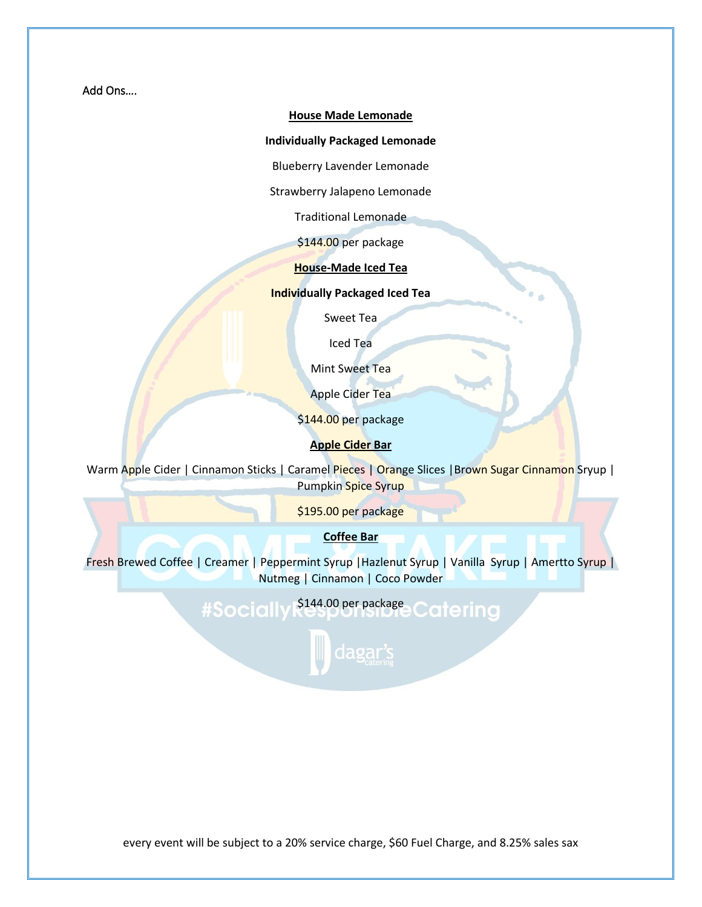Add Ons….

**<u>House Made Lemonade</u>**

**Individually Packaged Lemonade**

Blueberry Lavender Lemonade

Strawberry Jalapeno Lemonade

Traditional Lemonade

$144.00 per package

**<u>House-Made Iced Tea</u>**

**Individually Packaged Iced Tea**

Sweet Tea

Iced Tea

Mint Sweet Tea

Apple Cider Tea

$144.00 per package

**<u>Apple Cider Bar</u>**

Warm Apple Cider | Cinnamon Sticks | Caramel Pieces | Orange Slices |Brown Sugar Cinnamon Sryup | Pumpkin Spice Syrup

$195.00 per package

**<u>Coffee Bar</u>**

Fresh Brewed Coffee | Creamer | Peppermint Syrup |Hazlenut Syrup | Vanilla Syrup | Amertto Syrup | Nutmeg | Cinnamon | Coco Powder

$144.00 per package

every event will be subject to a 20% service charge, $60 Fuel Charge, and 8.25% sales sax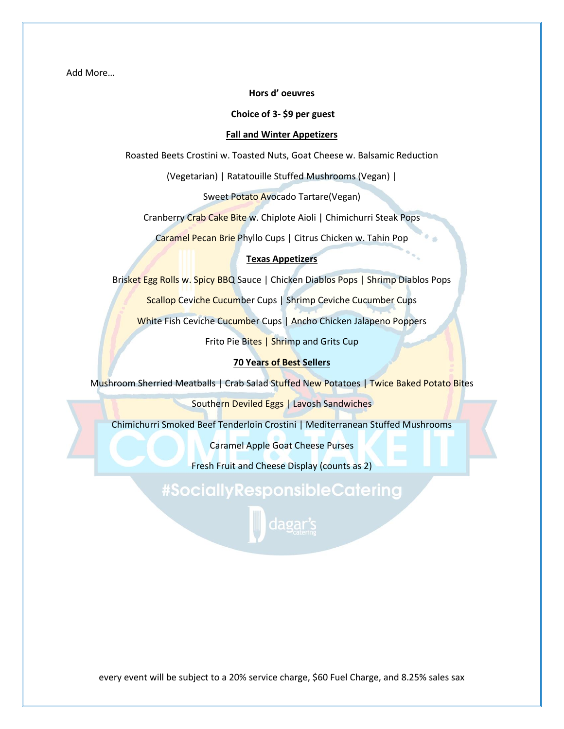Add More…

**Hors d' oeuvres**

**Choice of 3- $9 per guest**

**Fall and Winter Appetizers**

Roasted Beets Crostini w. Toasted Nuts, Goat Cheese w. Balsamic Reduction

(Vegetarian) | Ratatouille Stuffed Mushrooms (Vegan) |

Sweet Potato Avocado Tartare(Vegan)

Cranberry Crab Cake Bite w. Chiplote Aioli | Chimichurri Steak Pops

Caramel Pecan Brie Phyllo Cups | Citrus Chicken w. Tahin Pop

**Texas Appetizers**

Brisket Egg Rolls w. Spicy BBQ Sauce | Chicken Diablos Pops | Shrimp Diablos Pops

Scallop Ceviche Cucumber Cups | Shrimp Ceviche Cucumber Cups

White Fish Ceviche Cucumber Cups | Ancho Chicken Jalapeno Poppers

Frito Pie Bites | Shrimp and Grits Cup

**70 Years of Best Sellers**

Mushroom Sherried Meatballs | Crab Salad Stuffed New Potatoes | Twice Baked Potato Bites

Southern Deviled Eggs | Lavosh Sandwiches

Chimichurri Smoked Beef Tenderloin Crostini | Mediterranean Stuffed Mushrooms

Caramel Apple Goat Cheese Purses

Fresh Fruit and Cheese Display (counts as 2)

every event will be subject to a 20% service charge, $60 Fuel Charge, and 8.25% sales sax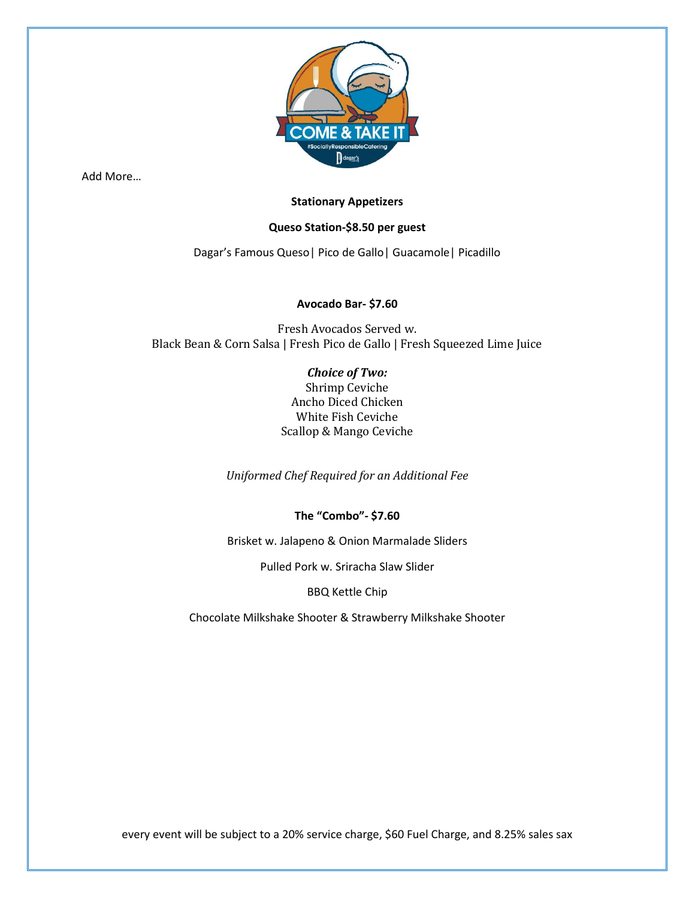Add More…

**Stationary Appetizers**

**Queso Station-$8.50 per guest**

Dagar's Famous Queso| Pico de Gallo| Guacamole| Picadillo

**Avocado Bar- $7.60**

Fresh Avocados Served w.
Black Bean & Corn Salsa | Fresh Pico de Gallo | Fresh Squeezed Lime Juice

***Choice of Two:***
Shrimp Ceviche
Ancho Diced Chicken
White Fish Ceviche
Scallop & Mango Ceviche

*Uniformed Chef Required for an Additional Fee*

**The "Combo"- $7.60**

Brisket w. Jalapeno & Onion Marmalade Sliders

Pulled Pork w. Sriracha Slaw Slider

BBQ Kettle Chip

Chocolate Milkshake Shooter & Strawberry Milkshake Shooter

every event will be subject to a 20% service charge, $60 Fuel Charge, and 8.25% sales sax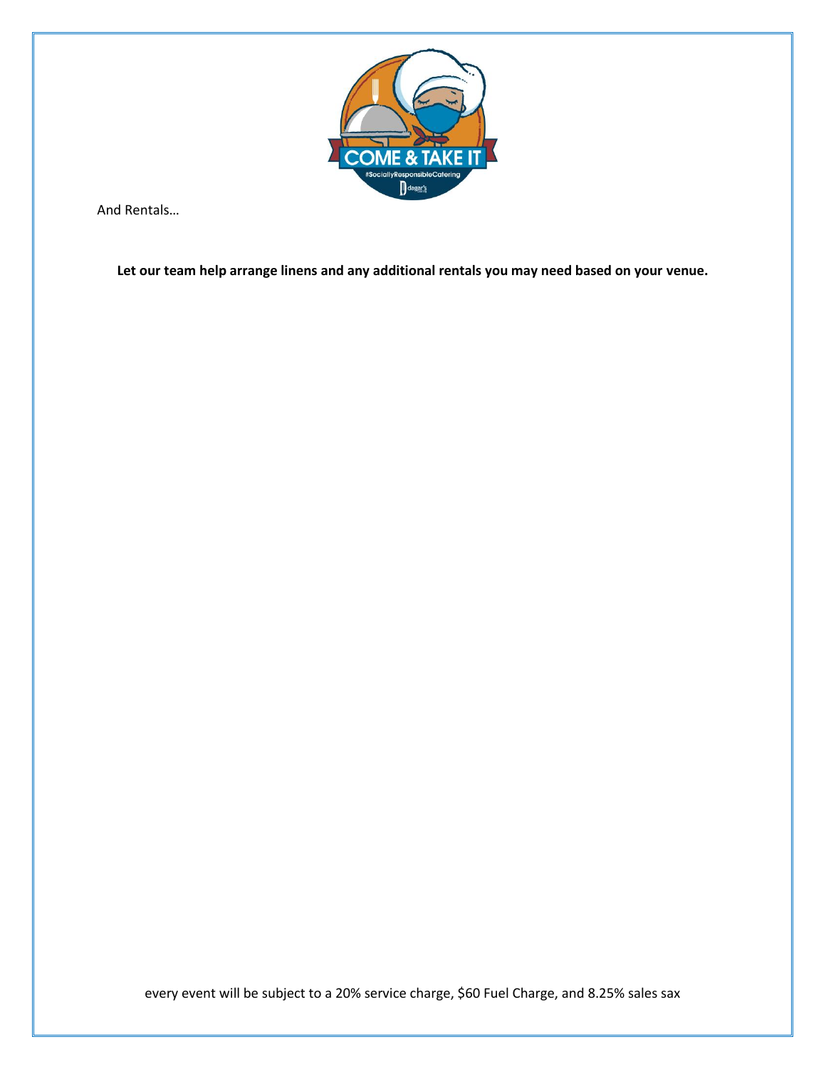And Rentals…

**Let our team help arrange linens and any additional rentals you may need based on your venue.**

every event will be subject to a 20% service charge, $60 Fuel Charge, and 8.25% sales sax